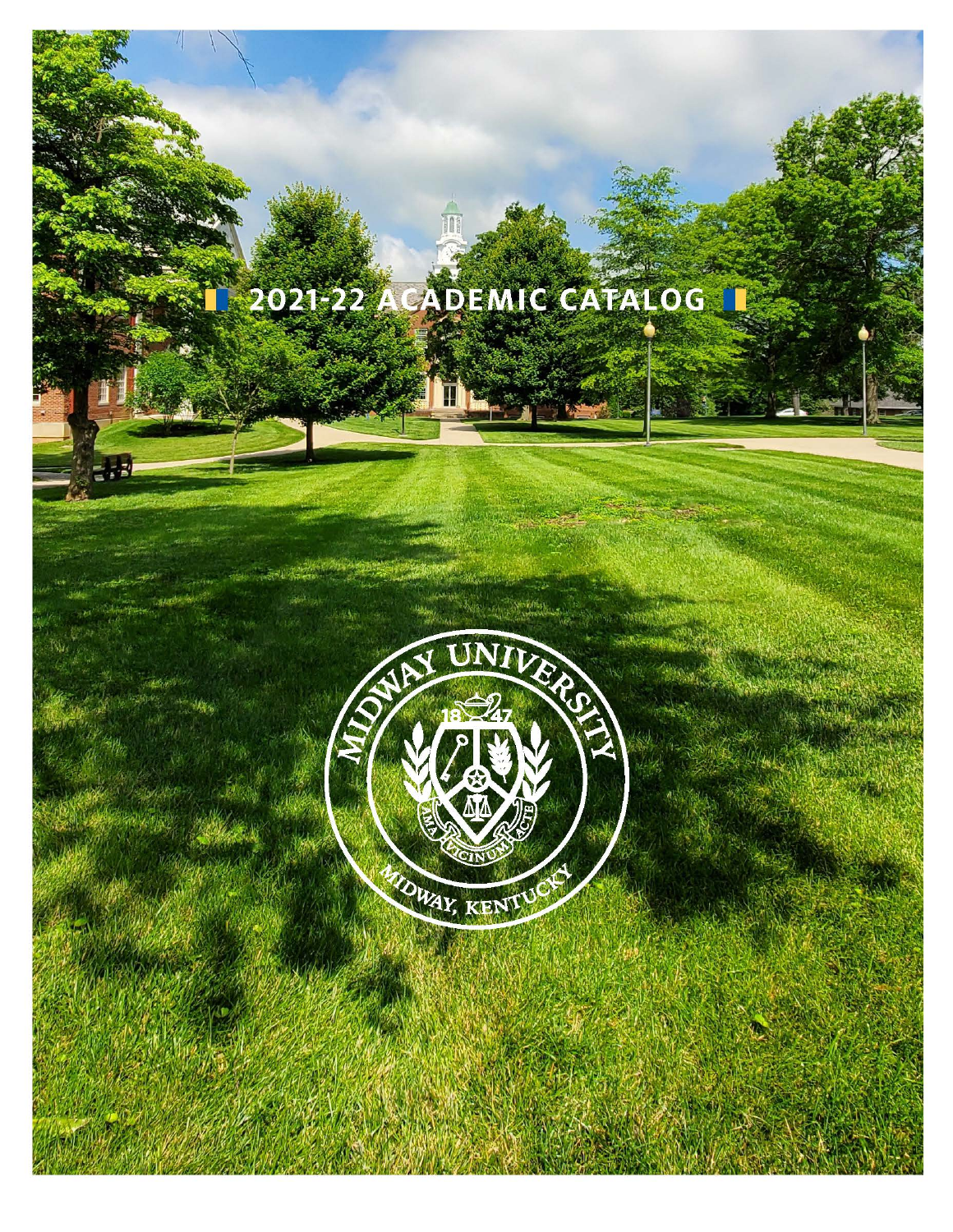# 2021-22 ACADEMIC CATALOG

MIDWAY UNIVERSITY

1847

AMA VICINUM ACTE

MIDWAY, KENTUCKY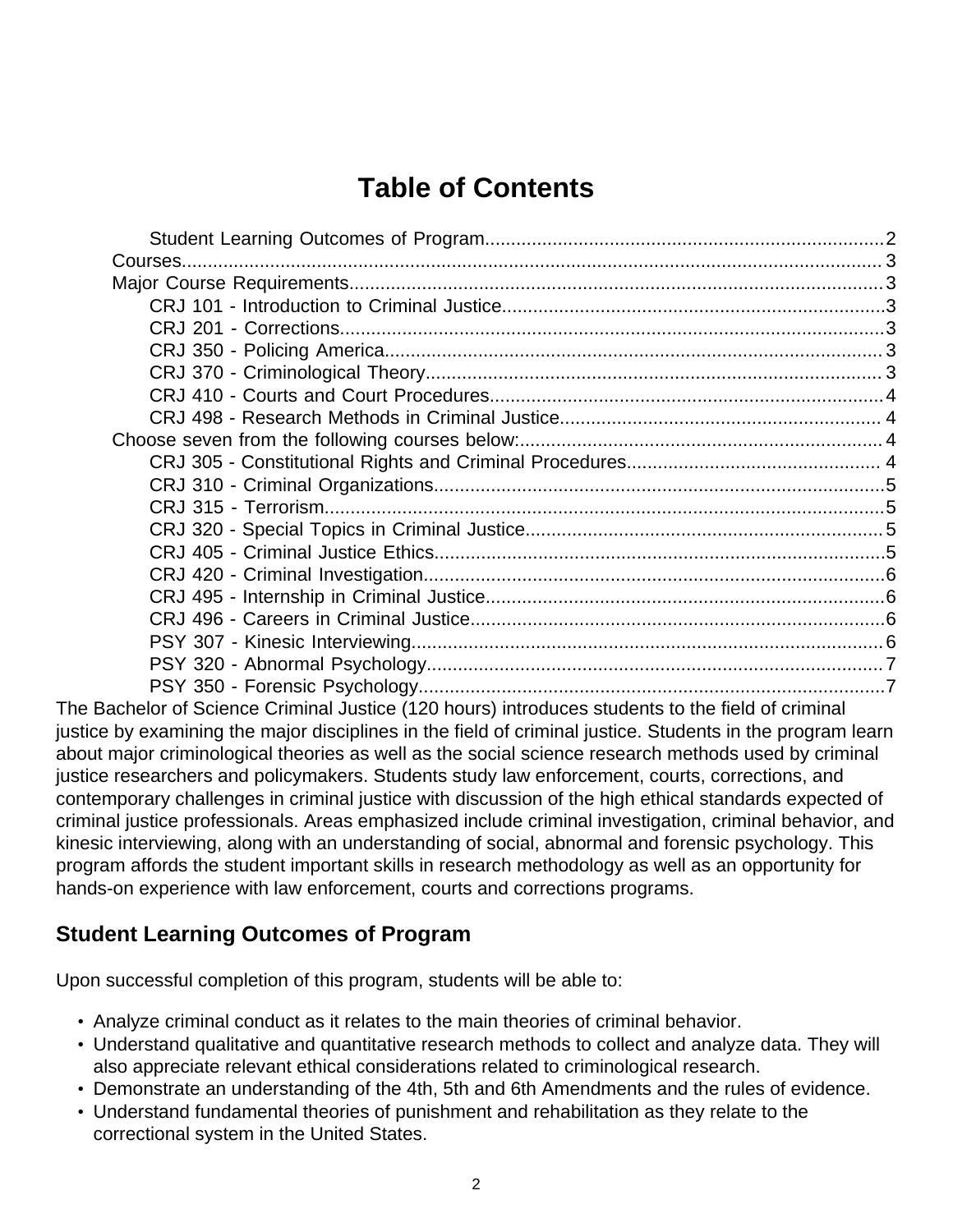# Table of Contents

- Student Learning Outcomes of Program....2
- Courses....3
- Major Course Requirements....3
  - CRJ 101 - Introduction to Criminal Justice....3
  - CRJ 201 - Corrections....3
  - CRJ 350 - Policing America....3
  - CRJ 370 - Criminological Theory....3
  - CRJ 410 - Courts and Court Procedures....4
  - CRJ 498 - Research Methods in Criminal Justice....4
- Choose seven from the following courses below:....4
  - CRJ 305 - Constitutional Rights and Criminal Procedures....4
  - CRJ 310 - Criminal Organizations....5
  - CRJ 315 - Terrorism....5
  - CRJ 320 - Special Topics in Criminal Justice....5
  - CRJ 405 - Criminal Justice Ethics....5
  - CRJ 420 - Criminal Investigation....6
  - CRJ 495 - Internship in Criminal Justice....6
  - CRJ 496 - Careers in Criminal Justice....6
  - PSY 307 - Kinesic Interviewing....6
  - PSY 320 - Abnormal Psychology....7
  - PSY 350 - Forensic Psychology....7

The Bachelor of Science Criminal Justice (120 hours) introduces students to the field of criminal justice by examining the major disciplines in the field of criminal justice. Students in the program learn about major criminological theories as well as the social science research methods used by criminal justice researchers and policymakers. Students study law enforcement, courts, corrections, and contemporary challenges in criminal justice with discussion of the high ethical standards expected of criminal justice professionals. Areas emphasized include criminal investigation, criminal behavior, and kinesic interviewing, along with an understanding of social, abnormal and forensic psychology. This program affords the student important skills in research methodology as well as an opportunity for hands-on experience with law enforcement, courts and corrections programs.

## Student Learning Outcomes of Program

Upon successful completion of this program, students will be able to:

- Analyze criminal conduct as it relates to the main theories of criminal behavior.
- Understand qualitative and quantitative research methods to collect and analyze data. They will also appreciate relevant ethical considerations related to criminological research.
- Demonstrate an understanding of the 4th, 5th and 6th Amendments and the rules of evidence.
- Understand fundamental theories of punishment and rehabilitation as they relate to the correctional system in the United States.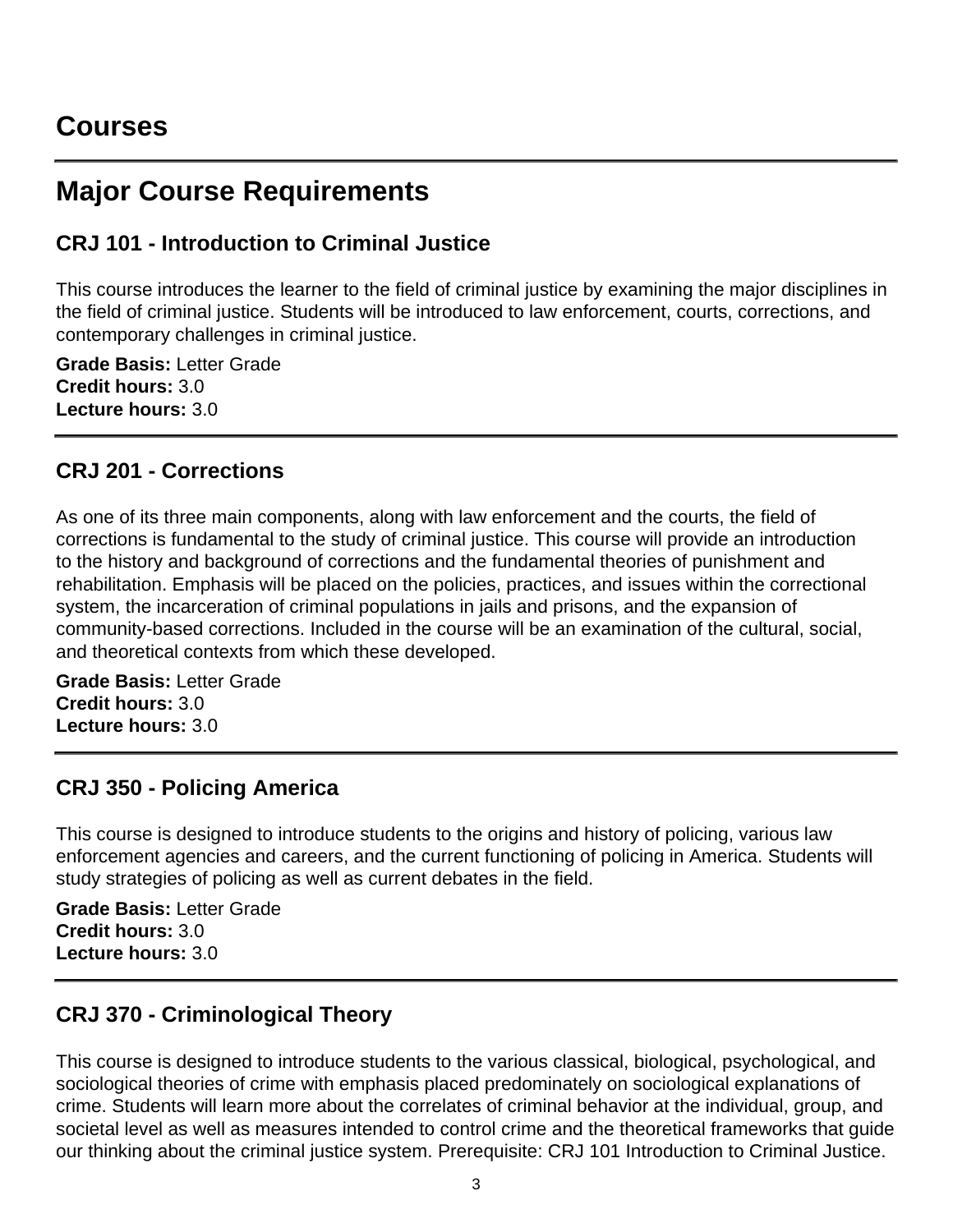# Courses

# Major Course Requirements

### CRJ 101 - Introduction to Criminal Justice

This course introduces the learner to the field of criminal justice by examining the major disciplines in the field of criminal justice. Students will be introduced to law enforcement, courts, corrections, and contemporary challenges in criminal justice.

**Grade Basis:** Letter Grade
**Credit hours:** 3.0
**Lecture hours:** 3.0

### CRJ 201 - Corrections

As one of its three main components, along with law enforcement and the courts, the field of corrections is fundamental to the study of criminal justice. This course will provide an introduction to the history and background of corrections and the fundamental theories of punishment and rehabilitation. Emphasis will be placed on the policies, practices, and issues within the correctional system, the incarceration of criminal populations in jails and prisons, and the expansion of community-based corrections. Included in the course will be an examination of the cultural, social, and theoretical contexts from which these developed.

**Grade Basis:** Letter Grade
**Credit hours:** 3.0
**Lecture hours:** 3.0

### CRJ 350 - Policing America

This course is designed to introduce students to the origins and history of policing, various law enforcement agencies and careers, and the current functioning of policing in America. Students will study strategies of policing as well as current debates in the field.

**Grade Basis:** Letter Grade
**Credit hours:** 3.0
**Lecture hours:** 3.0

### CRJ 370 - Criminological Theory

This course is designed to introduce students to the various classical, biological, psychological, and sociological theories of crime with emphasis placed predominately on sociological explanations of crime. Students will learn more about the correlates of criminal behavior at the individual, group, and societal level as well as measures intended to control crime and the theoretical frameworks that guide our thinking about the criminal justice system. Prerequisite: CRJ 101 Introduction to Criminal Justice.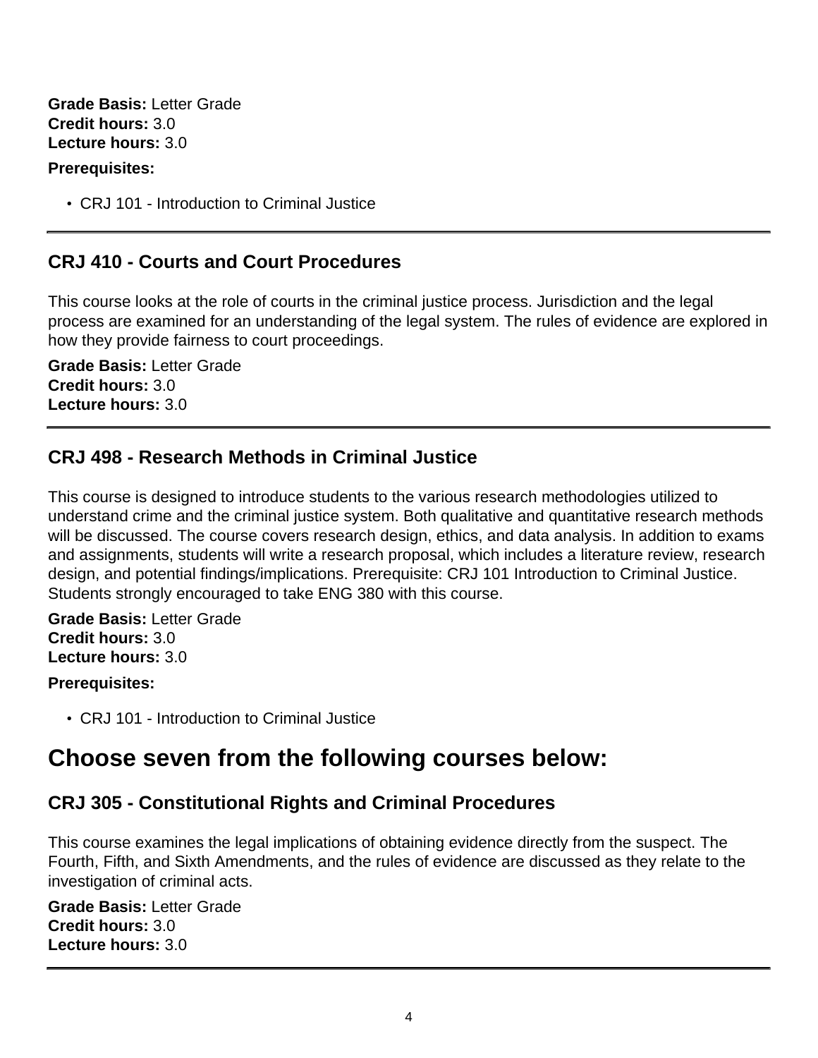**Grade Basis:** Letter Grade
**Credit hours:** 3.0
**Lecture hours:** 3.0

**Prerequisites:**

- CRJ 101 - Introduction to Criminal Justice

---

### CRJ 410 - Courts and Court Procedures

This course looks at the role of courts in the criminal justice process. Jurisdiction and the legal process are examined for an understanding of the legal system. The rules of evidence are explored in how they provide fairness to court proceedings.

**Grade Basis:** Letter Grade
**Credit hours:** 3.0
**Lecture hours:** 3.0

---

### CRJ 498 - Research Methods in Criminal Justice

This course is designed to introduce students to the various research methodologies utilized to understand crime and the criminal justice system. Both qualitative and quantitative research methods will be discussed. The course covers research design, ethics, and data analysis. In addition to exams and assignments, students will write a research proposal, which includes a literature review, research design, and potential findings/implications. Prerequisite: CRJ 101 Introduction to Criminal Justice. Students strongly encouraged to take ENG 380 with this course.

**Grade Basis:** Letter Grade
**Credit hours:** 3.0
**Lecture hours:** 3.0

**Prerequisites:**

- CRJ 101 - Introduction to Criminal Justice

## Choose seven from the following courses below:

### CRJ 305 - Constitutional Rights and Criminal Procedures

This course examines the legal implications of obtaining evidence directly from the suspect. The Fourth, Fifth, and Sixth Amendments, and the rules of evidence are discussed as they relate to the investigation of criminal acts.

**Grade Basis:** Letter Grade
**Credit hours:** 3.0
**Lecture hours:** 3.0

---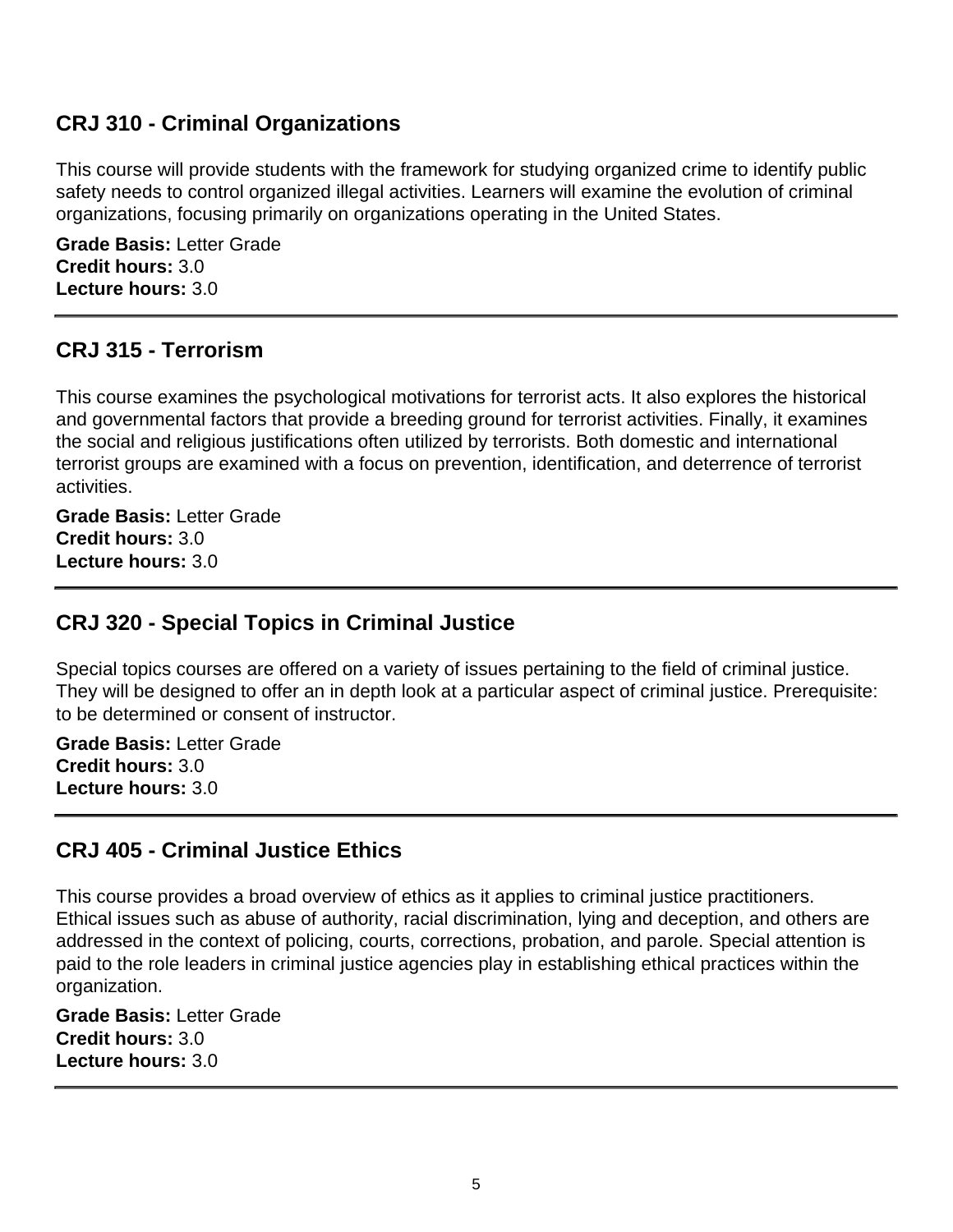## CRJ 310 - Criminal Organizations

This course will provide students with the framework for studying organized crime to identify public safety needs to control organized illegal activities. Learners will examine the evolution of criminal organizations, focusing primarily on organizations operating in the United States.

**Grade Basis:** Letter Grade
**Credit hours:** 3.0
**Lecture hours:** 3.0

---

## CRJ 315 - Terrorism

This course examines the psychological motivations for terrorist acts. It also explores the historical and governmental factors that provide a breeding ground for terrorist activities. Finally, it examines the social and religious justifications often utilized by terrorists. Both domestic and international terrorist groups are examined with a focus on prevention, identification, and deterrence of terrorist activities.

**Grade Basis:** Letter Grade
**Credit hours:** 3.0
**Lecture hours:** 3.0

---

## CRJ 320 - Special Topics in Criminal Justice

Special topics courses are offered on a variety of issues pertaining to the field of criminal justice. They will be designed to offer an in depth look at a particular aspect of criminal justice. Prerequisite: to be determined or consent of instructor.

**Grade Basis:** Letter Grade
**Credit hours:** 3.0
**Lecture hours:** 3.0

---

## CRJ 405 - Criminal Justice Ethics

This course provides a broad overview of ethics as it applies to criminal justice practitioners. Ethical issues such as abuse of authority, racial discrimination, lying and deception, and others are addressed in the context of policing, courts, corrections, probation, and parole. Special attention is paid to the role leaders in criminal justice agencies play in establishing ethical practices within the organization.

**Grade Basis:** Letter Grade
**Credit hours:** 3.0
**Lecture hours:** 3.0

---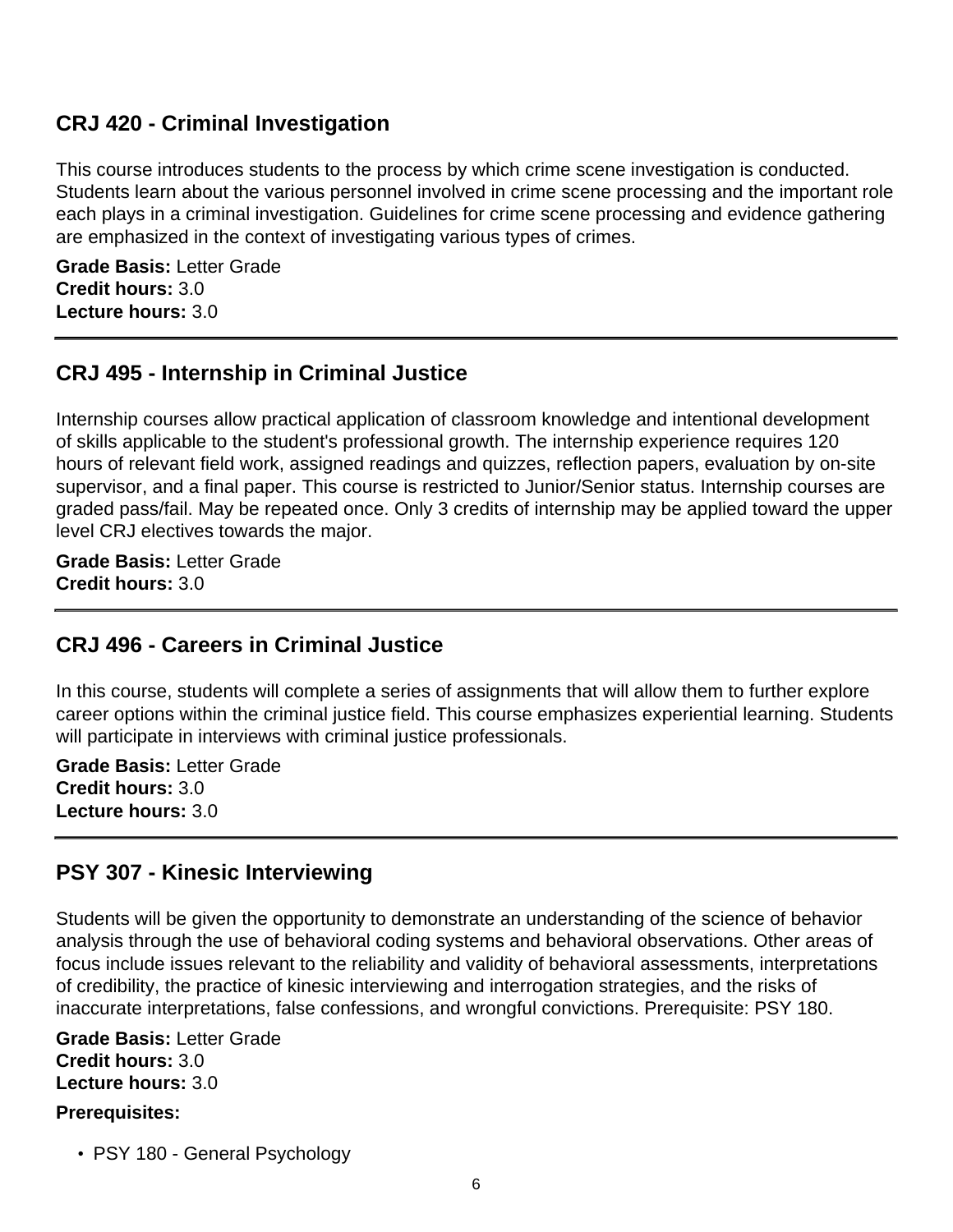## CRJ 420 - Criminal Investigation

This course introduces students to the process by which crime scene investigation is conducted. Students learn about the various personnel involved in crime scene processing and the important role each plays in a criminal investigation. Guidelines for crime scene processing and evidence gathering are emphasized in the context of investigating various types of crimes.

**Grade Basis:** Letter Grade
**Credit hours:** 3.0
**Lecture hours:** 3.0

---

## CRJ 495 - Internship in Criminal Justice

Internship courses allow practical application of classroom knowledge and intentional development of skills applicable to the student's professional growth. The internship experience requires 120 hours of relevant field work, assigned readings and quizzes, reflection papers, evaluation by on-site supervisor, and a final paper. This course is restricted to Junior/Senior status. Internship courses are graded pass/fail. May be repeated once. Only 3 credits of internship may be applied toward the upper level CRJ electives towards the major.

**Grade Basis:** Letter Grade
**Credit hours:** 3.0

---

## CRJ 496 - Careers in Criminal Justice

In this course, students will complete a series of assignments that will allow them to further explore career options within the criminal justice field. This course emphasizes experiential learning. Students will participate in interviews with criminal justice professionals.

**Grade Basis:** Letter Grade
**Credit hours:** 3.0
**Lecture hours:** 3.0

---

## PSY 307 - Kinesic Interviewing

Students will be given the opportunity to demonstrate an understanding of the science of behavior analysis through the use of behavioral coding systems and behavioral observations. Other areas of focus include issues relevant to the reliability and validity of behavioral assessments, interpretations of credibility, the practice of kinesic interviewing and interrogation strategies, and the risks of inaccurate interpretations, false confessions, and wrongful convictions. Prerequisite: PSY 180.

**Grade Basis:** Letter Grade
**Credit hours:** 3.0
**Lecture hours:** 3.0

**Prerequisites:**

- PSY 180 - General Psychology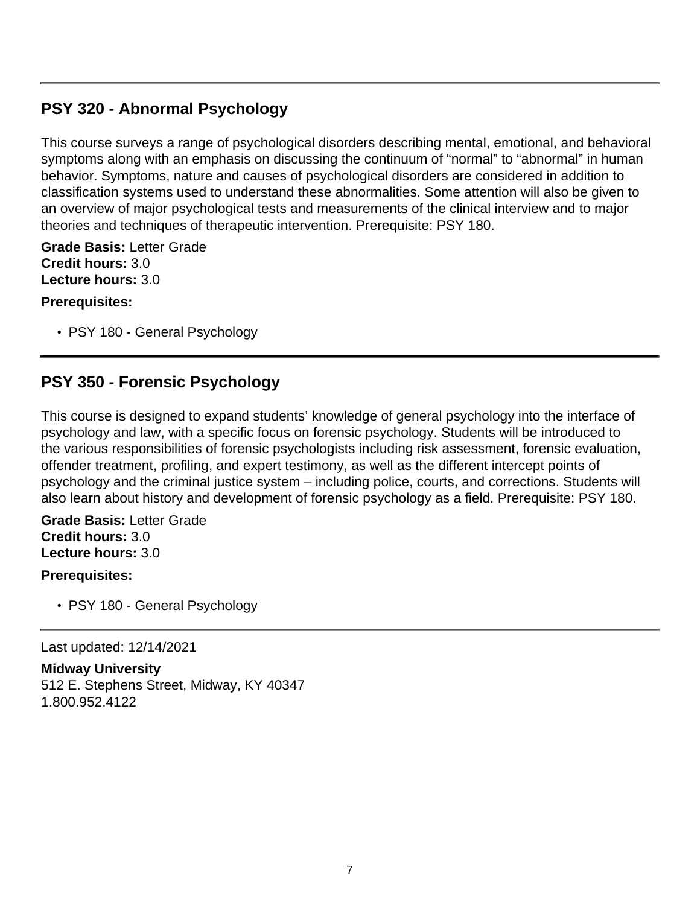## PSY 320 - Abnormal Psychology

This course surveys a range of psychological disorders describing mental, emotional, and behavioral symptoms along with an emphasis on discussing the continuum of "normal" to "abnormal" in human behavior. Symptoms, nature and causes of psychological disorders are considered in addition to classification systems used to understand these abnormalities. Some attention will also be given to an overview of major psychological tests and measurements of the clinical interview and to major theories and techniques of therapeutic intervention. Prerequisite: PSY 180.

**Grade Basis:** Letter Grade  
**Credit hours:** 3.0  
**Lecture hours:** 3.0

**Prerequisites:**

- PSY 180 - General Psychology

## PSY 350 - Forensic Psychology

This course is designed to expand students' knowledge of general psychology into the interface of psychology and law, with a specific focus on forensic psychology. Students will be introduced to the various responsibilities of forensic psychologists including risk assessment, forensic evaluation, offender treatment, profiling, and expert testimony, as well as the different intercept points of psychology and the criminal justice system – including police, courts, and corrections. Students will also learn about history and development of forensic psychology as a field. Prerequisite: PSY 180.

**Grade Basis:** Letter Grade  
**Credit hours:** 3.0  
**Lecture hours:** 3.0

**Prerequisites:**

- PSY 180 - General Psychology

Last updated: 12/14/2021

**Midway University**  
512 E. Stephens Street, Midway, KY 40347  
1.800.952.4122